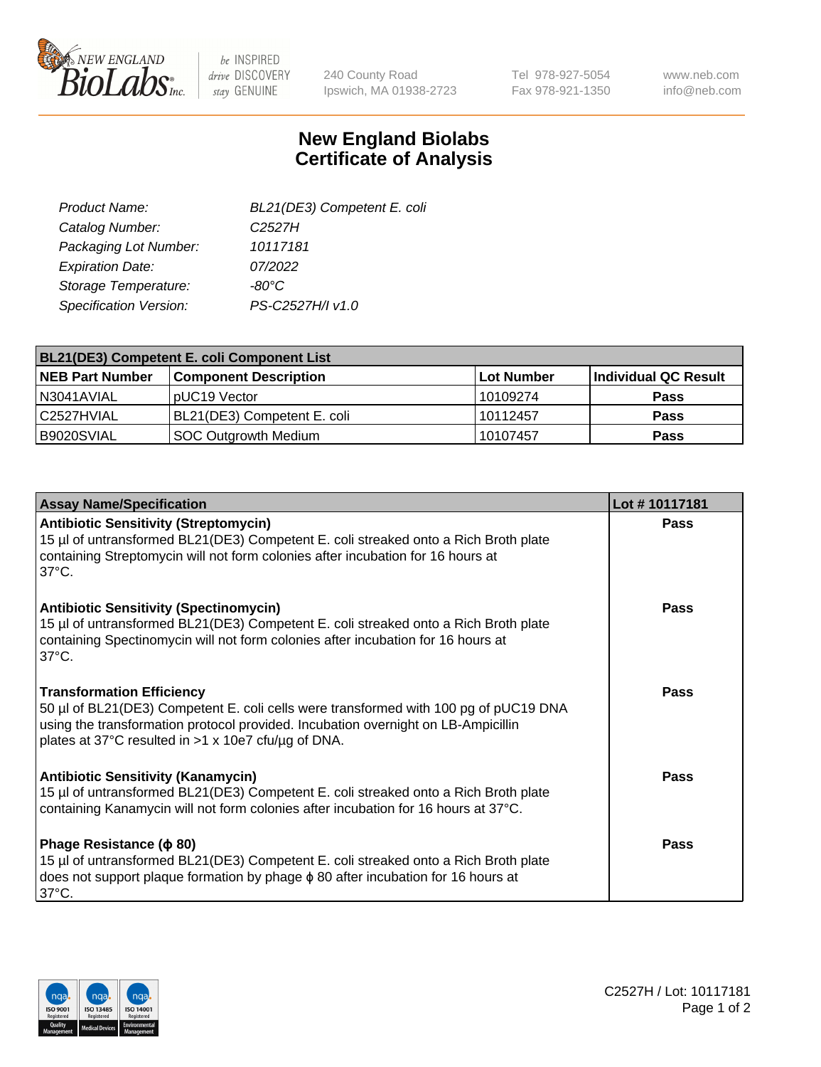# New England Biolabs
# Certificate of Analysis

| | |
|---|---|
| Product Name: | BL21(DE3) Competent E. coli |
| Catalog Number: | C2527H |
| Packaging Lot Number: | 10117181 |
| Expiration Date: | 07/2022 |
| Storage Temperature: | -80°C |
| Specification Version: | PS-C2527H/I v1.0 |

| BL21(DE3) Competent E. coli Component List | | | |
|---|---|---|---|
| **NEB Part Number** | **Component Description** | **Lot Number** | **Individual QC Result** |
| N3041AVIAL | pUC19 Vector | 10109274 | **Pass** |
| C2527HVIAL | BL21(DE3) Competent E. coli | 10112457 | **Pass** |
| B9020SVIAL | SOC Outgrowth Medium | 10107457 | **Pass** |

| Assay Name/Specification | Lot # 10117181 |
|---|---|
| **Antibiotic Sensitivity (Streptomycin)**<br>15 µl of untransformed BL21(DE3) Competent E. coli streaked onto a Rich Broth plate containing Streptomycin will not form colonies after incubation for 16 hours at 37°C. | **Pass** |
| **Antibiotic Sensitivity (Spectinomycin)**<br>15 µl of untransformed BL21(DE3) Competent E. coli streaked onto a Rich Broth plate containing Spectinomycin will not form colonies after incubation for 16 hours at 37°C. | **Pass** |
| **Transformation Efficiency**<br>50 µl of BL21(DE3) Competent E. coli cells were transformed with 100 pg of pUC19 DNA using the transformation protocol provided. Incubation overnight on LB-Ampicillin plates at 37°C resulted in >1 x 10e7 cfu/µg of DNA. | **Pass** |
| **Antibiotic Sensitivity (Kanamycin)**<br>15 µl of untransformed BL21(DE3) Competent E. coli streaked onto a Rich Broth plate containing Kanamycin will not form colonies after incubation for 16 hours at 37°C. | **Pass** |
| **Phage Resistance (ϕ 80)**<br>15 µl of untransformed BL21(DE3) Competent E. coli streaked onto a Rich Broth plate does not support plaque formation by phage ϕ 80 after incubation for 16 hours at 37°C. | **Pass** |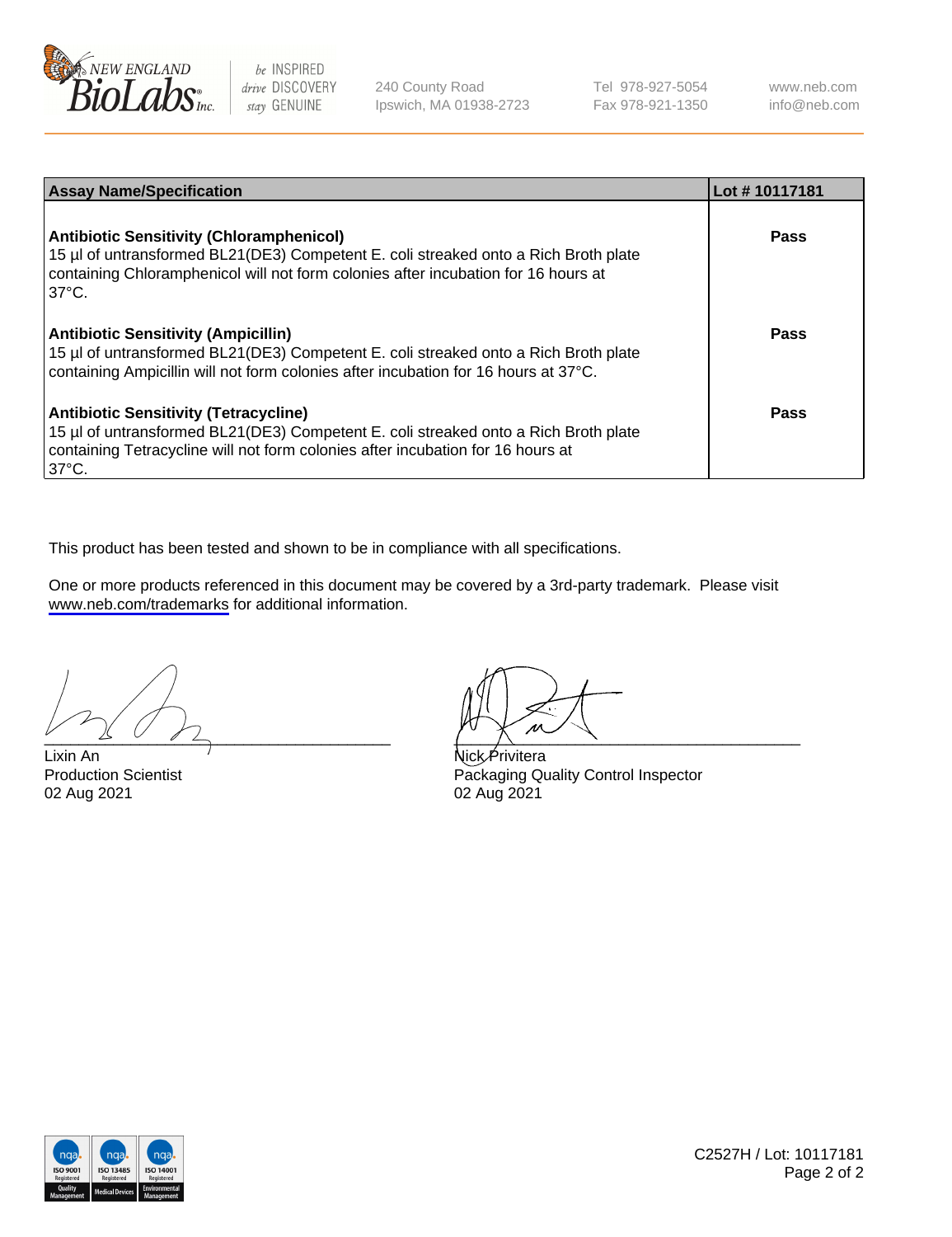| Assay Name/Specification | Lot # 10117181 |
| --- | --- |
| **Antibiotic Sensitivity (Chloramphenicol)**<br>15 µl of untransformed BL21(DE3) Competent E. coli streaked onto a Rich Broth plate containing Chloramphenicol will not form colonies after incubation for 16 hours at 37°C. | **Pass** |
| **Antibiotic Sensitivity (Ampicillin)**<br>15 µl of untransformed BL21(DE3) Competent E. coli streaked onto a Rich Broth plate containing Ampicillin will not form colonies after incubation for 16 hours at 37°C. | **Pass** |
| **Antibiotic Sensitivity (Tetracycline)**<br>15 µl of untransformed BL21(DE3) Competent E. coli streaked onto a Rich Broth plate containing Tetracycline will not form colonies after incubation for 16 hours at 37°C. | **Pass** |

This product has been tested and shown to be in compliance with all specifications.

One or more products referenced in this document may be covered by a 3rd-party trademark. Please visit www.neb.com/trademarks for additional information.

Lixin An
Production Scientist
02 Aug 2021

Nick Privitera
Packaging Quality Control Inspector
02 Aug 2021

C2527H / Lot: 10117181